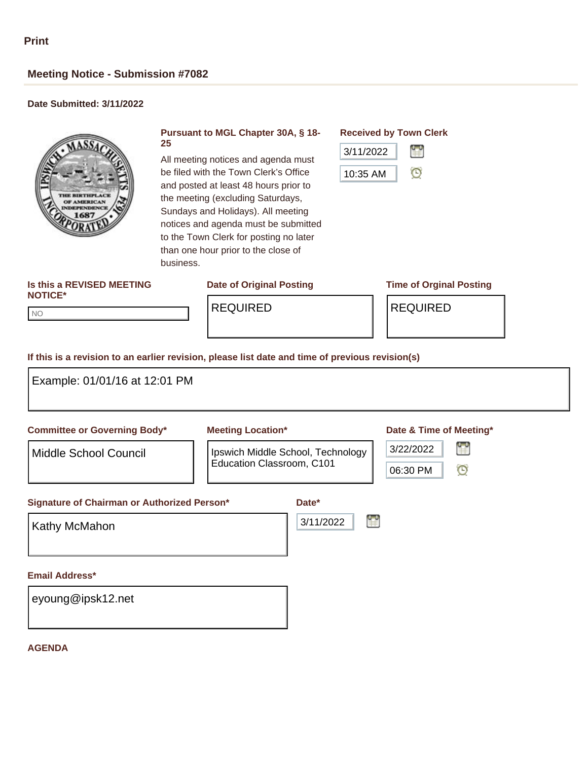Print

## Meeting Notice - Submission #7082

**Date Submitted: 3/11/2022**

**Pursuant to MGL Chapter 30A, § 18-25**

All meeting notices and agenda must be filed with the Town Clerk's Office and posted at least 48 hours prior to the meeting (excluding Saturdays, Sundays and Holidays). All meeting notices and agenda must be submitted to the Town Clerk for posting no later than one hour prior to the close of business.

**Received by Town Clerk**

3/11/2022

10:35 AM

**Is this a REVISED MEETING NOTICE***

NO

**Date of Original Posting**

REQUIRED

**Time of Orginal Posting**

REQUIRED

**If this is a revision to an earlier revision, please list date and time of previous revision(s)**

Example: 01/01/16 at 12:01 PM

**Committee or Governing Body***

Middle School Council

**Meeting Location***

Ipswich Middle School, Technology Education Classroom, C101

**Date & Time of Meeting***

3/22/2022

06:30 PM

**Signature of Chairman or Authorized Person***

Kathy McMahon

**Date***

3/11/2022

**Email Address***

eyoung@ipsk12.net

**AGENDA**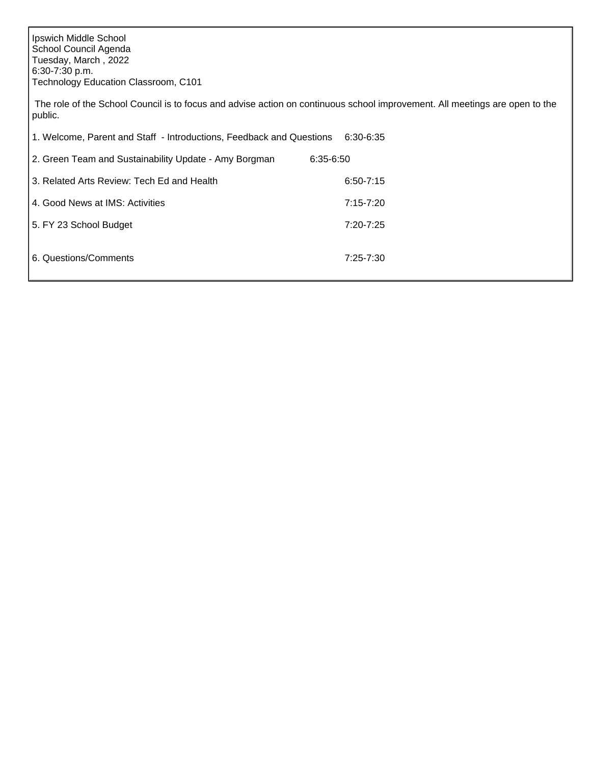Ipswich Middle School
School Council Agenda
Tuesday, March , 2022
6:30-7:30 p.m.
Technology Education Classroom, C101

The role of the School Council is to focus and advise action on continuous school improvement. All meetings are open to the public.

| | |
|---|---|
| 1. Welcome, Parent and Staff - Introductions, Feedback and Questions | 6:30-6:35 |
| 2. Green Team and Sustainability Update - Amy Borgman | 6:35-6:50 |
| 3. Related Arts Review: Tech Ed and Health | 6:50-7:15 |
| 4. Good News at IMS: Activities | 7:15-7:20 |
| 5. FY 23 School Budget | 7:20-7:25 |
| 6. Questions/Comments | 7:25-7:30 |